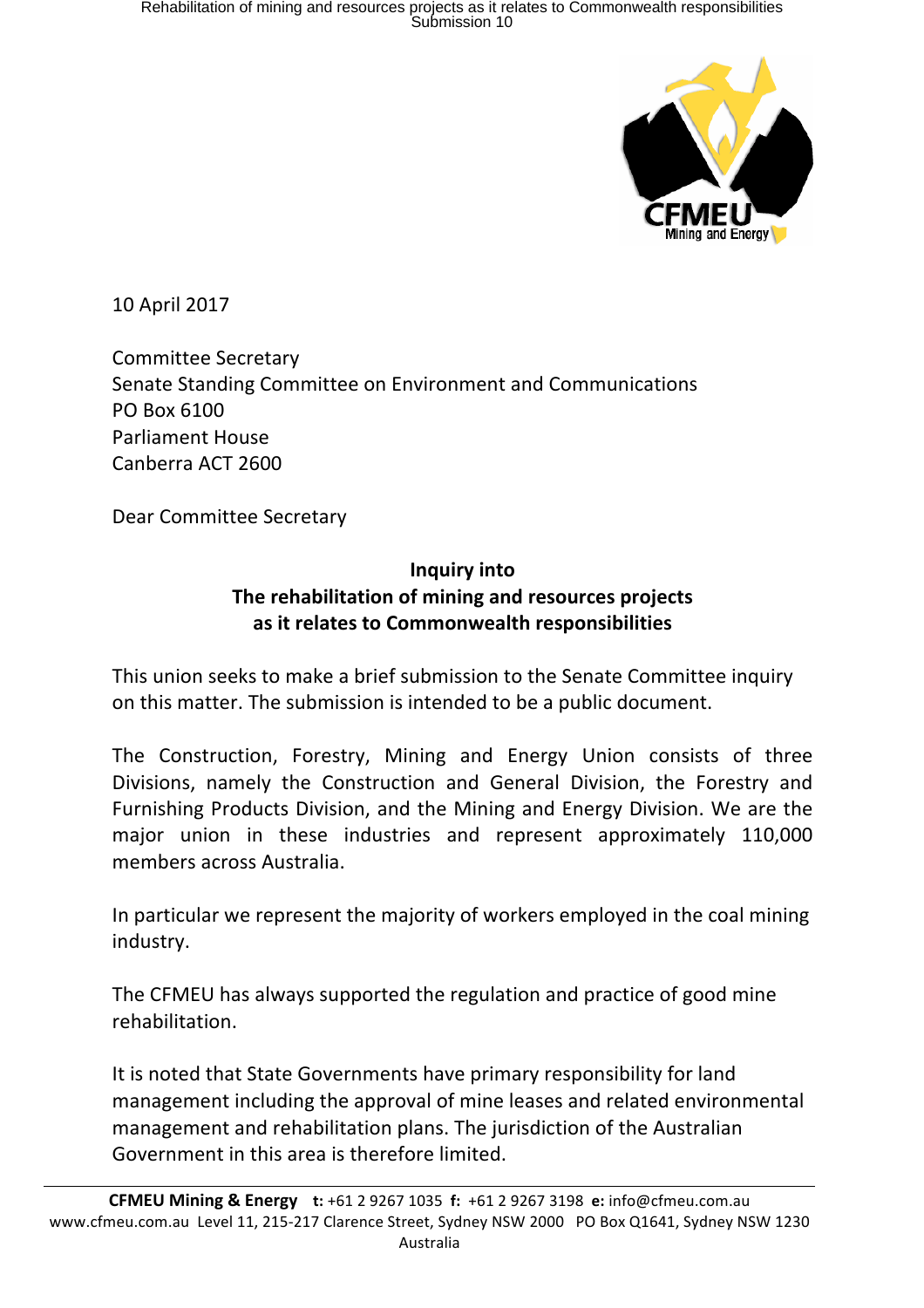10 April 2017

Committee Secretary
Senate Standing Committee on Environment and Communications
PO Box 6100
Parliament House
Canberra ACT 2600

Dear Committee Secretary

**Inquiry into**
**The rehabilitation of mining and resources projects**
**as it relates to Commonwealth responsibilities**

This union seeks to make a brief submission to the Senate Committee inquiry on this matter. The submission is intended to be a public document.

The Construction, Forestry, Mining and Energy Union consists of three Divisions, namely the Construction and General Division, the Forestry and Furnishing Products Division, and the Mining and Energy Division. We are the major union in these industries and represent approximately 110,000 members across Australia.

In particular we represent the majority of workers employed in the coal mining industry.

The CFMEU has always supported the regulation and practice of good mine rehabilitation.

It is noted that State Governments have primary responsibility for land management including the approval of mine leases and related environmental management and rehabilitation plans. The jurisdiction of the Australian Government in this area is therefore limited.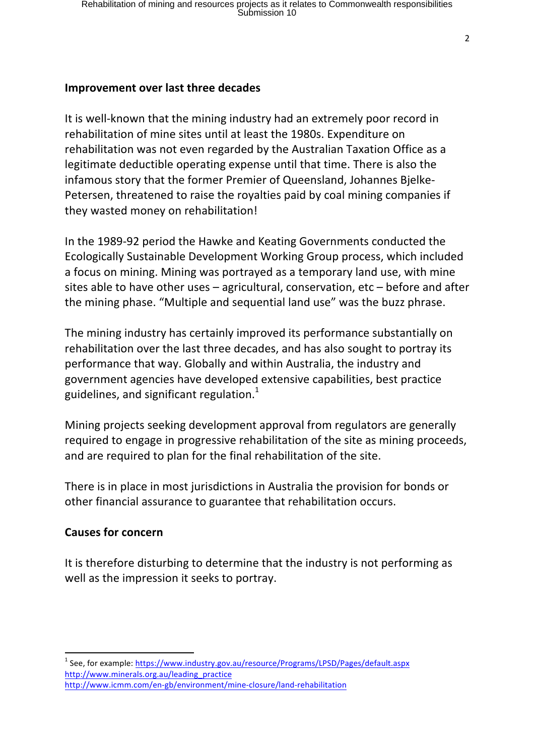**Improvement over last three decades**

It is well-known that the mining industry had an extremely poor record in rehabilitation of mine sites until at least the 1980s. Expenditure on rehabilitation was not even regarded by the Australian Taxation Office as a legitimate deductible operating expense until that time. There is also the infamous story that the former Premier of Queensland, Johannes Bjelke-Petersen, threatened to raise the royalties paid by coal mining companies if they wasted money on rehabilitation!

In the 1989-92 period the Hawke and Keating Governments conducted the Ecologically Sustainable Development Working Group process, which included a focus on mining. Mining was portrayed as a temporary land use, with mine sites able to have other uses – agricultural, conservation, etc – before and after the mining phase. "Multiple and sequential land use" was the buzz phrase.

The mining industry has certainly improved its performance substantially on rehabilitation over the last three decades, and has also sought to portray its performance that way. Globally and within Australia, the industry and government agencies have developed extensive capabilities, best practice guidelines, and significant regulation.[1]

Mining projects seeking development approval from regulators are generally required to engage in progressive rehabilitation of the site as mining proceeds, and are required to plan for the final rehabilitation of the site.

There is in place in most jurisdictions in Australia the provision for bonds or other financial assurance to guarantee that rehabilitation occurs.

**Causes for concern**

It is therefore disturbing to determine that the industry is not performing as well as the impression it seeks to portray.

---

[1] See, for example: https://www.industry.gov.au/resource/Programs/LPSD/Pages/default.aspx
http://www.minerals.org.au/leading_practice
http://www.icmm.com/en-gb/environment/mine-closure/land-rehabilitation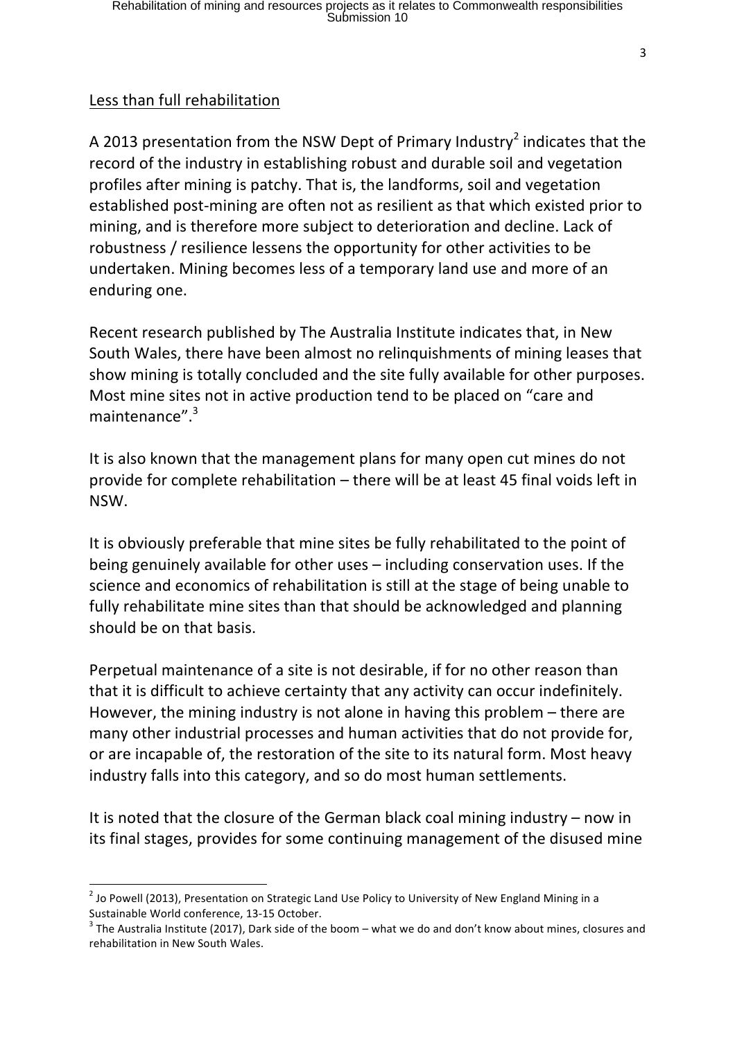Less than full rehabilitation

A 2013 presentation from the NSW Dept of Primary Industry[2] indicates that the record of the industry in establishing robust and durable soil and vegetation profiles after mining is patchy. That is, the landforms, soil and vegetation established post-mining are often not as resilient as that which existed prior to mining, and is therefore more subject to deterioration and decline. Lack of robustness / resilience lessens the opportunity for other activities to be undertaken. Mining becomes less of a temporary land use and more of an enduring one.

Recent research published by The Australia Institute indicates that, in New South Wales, there have been almost no relinquishments of mining leases that show mining is totally concluded and the site fully available for other purposes. Most mine sites not in active production tend to be placed on "care and maintenance".[3]

It is also known that the management plans for many open cut mines do not provide for complete rehabilitation – there will be at least 45 final voids left in NSW.

It is obviously preferable that mine sites be fully rehabilitated to the point of being genuinely available for other uses – including conservation uses. If the science and economics of rehabilitation is still at the stage of being unable to fully rehabilitate mine sites than that should be acknowledged and planning should be on that basis.

Perpetual maintenance of a site is not desirable, if for no other reason than that it is difficult to achieve certainty that any activity can occur indefinitely. However, the mining industry is not alone in having this problem – there are many other industrial processes and human activities that do not provide for, or are incapable of, the restoration of the site to its natural form. Most heavy industry falls into this category, and so do most human settlements.

It is noted that the closure of the German black coal mining industry – now in its final stages, provides for some continuing management of the disused mine

---

[2] Jo Powell (2013), Presentation on Strategic Land Use Policy to University of New England Mining in a Sustainable World conference, 13-15 October.

[3] The Australia Institute (2017), Dark side of the boom – what we do and don't know about mines, closures and rehabilitation in New South Wales.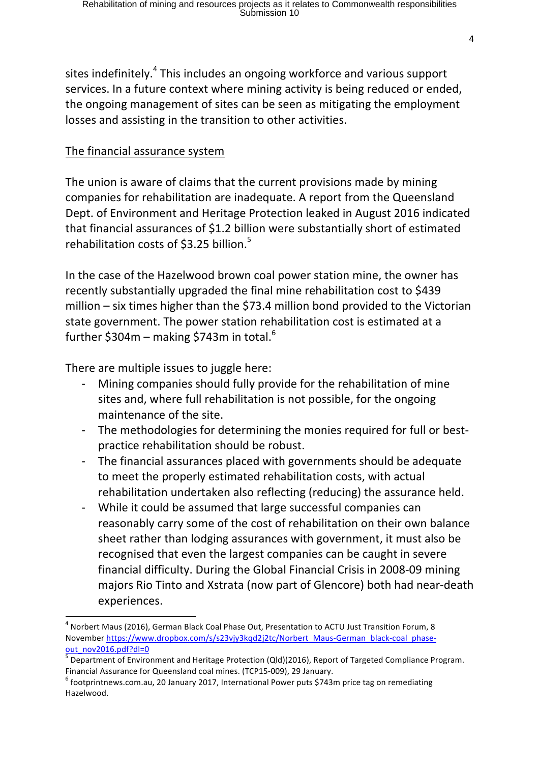sites indefinitely.[4] This includes an ongoing workforce and various support services. In a future context where mining activity is being reduced or ended, the ongoing management of sites can be seen as mitigating the employment losses and assisting in the transition to other activities.

## The financial assurance system

The union is aware of claims that the current provisions made by mining companies for rehabilitation are inadequate. A report from the Queensland Dept. of Environment and Heritage Protection leaked in August 2016 indicated that financial assurances of $1.2 billion were substantially short of estimated rehabilitation costs of $3.25 billion.[5]

In the case of the Hazelwood brown coal power station mine, the owner has recently substantially upgraded the final mine rehabilitation cost to $439 million – six times higher than the $73.4 million bond provided to the Victorian state government. The power station rehabilitation cost is estimated at a further $304m – making $743m in total.[6]

There are multiple issues to juggle here:

- Mining companies should fully provide for the rehabilitation of mine sites and, where full rehabilitation is not possible, for the ongoing maintenance of the site.
- The methodologies for determining the monies required for full or best-practice rehabilitation should be robust.
- The financial assurances placed with governments should be adequate to meet the properly estimated rehabilitation costs, with actual rehabilitation undertaken also reflecting (reducing) the assurance held.
- While it could be assumed that large successful companies can reasonably carry some of the cost of rehabilitation on their own balance sheet rather than lodging assurances with government, it must also be recognised that even the largest companies can be caught in severe financial difficulty. During the Global Financial Crisis in 2008-09 mining majors Rio Tinto and Xstrata (now part of Glencore) both had near-death experiences.

---

[4] Norbert Maus (2016), German Black Coal Phase Out, Presentation to ACTU Just Transition Forum, 8 November https://www.dropbox.com/s/s23vjy3kqd2j2tc/Norbert_Maus-German_black-coal_phase-out_nov2016.pdf?dl=0

[5] Department of Environment and Heritage Protection (Qld)(2016), Report of Targeted Compliance Program. Financial Assurance for Queensland coal mines. (TCP15-009), 29 January.

[6] footprintnews.com.au, 20 January 2017, International Power puts $743m price tag on remediating Hazelwood.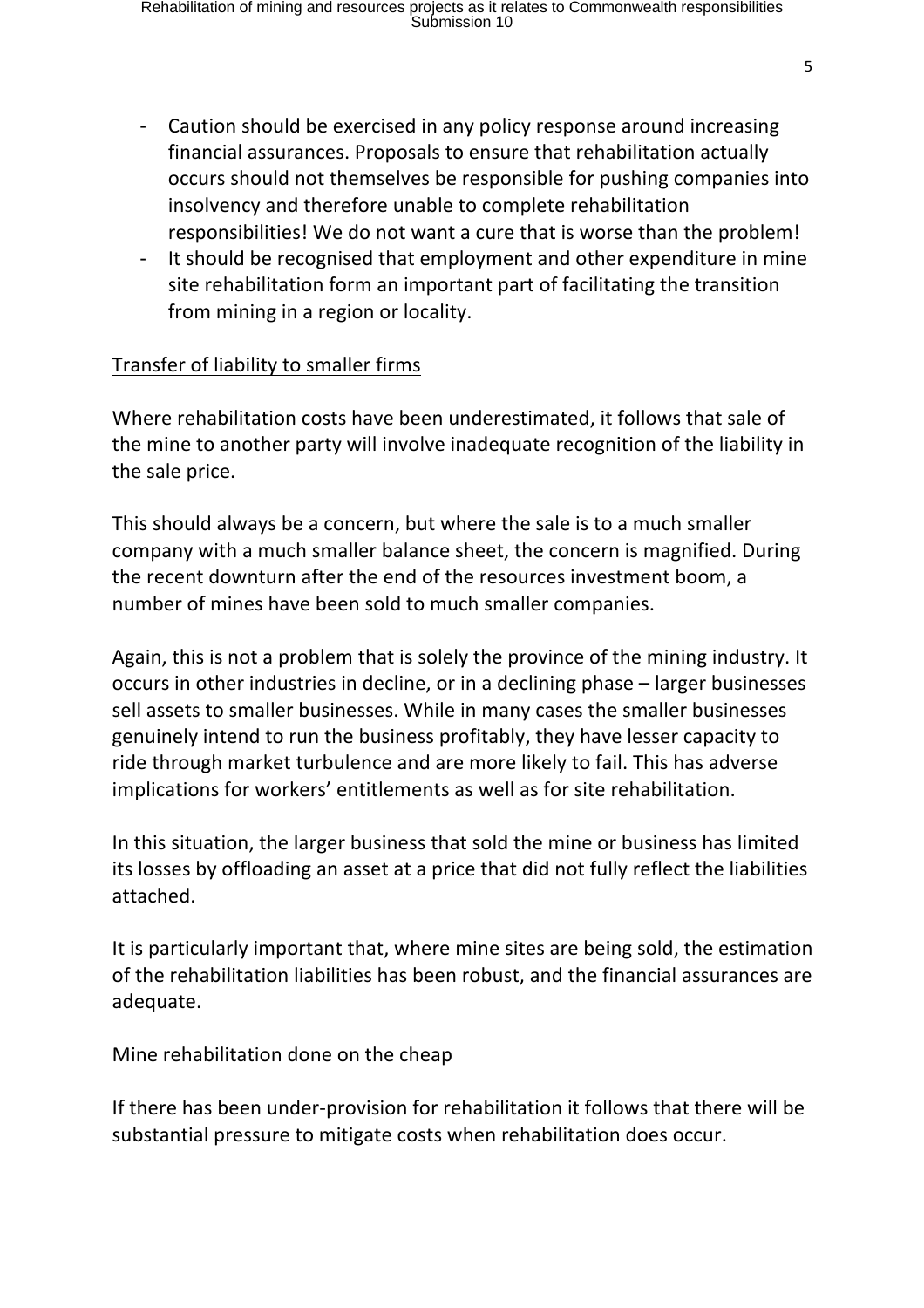- Caution should be exercised in any policy response around increasing financial assurances. Proposals to ensure that rehabilitation actually occurs should not themselves be responsible for pushing companies into insolvency and therefore unable to complete rehabilitation responsibilities! We do not want a cure that is worse than the problem!
- It should be recognised that employment and other expenditure in mine site rehabilitation form an important part of facilitating the transition from mining in a region or locality.

<u>Transfer of liability to smaller firms</u>

Where rehabilitation costs have been underestimated, it follows that sale of the mine to another party will involve inadequate recognition of the liability in the sale price.

This should always be a concern, but where the sale is to a much smaller company with a much smaller balance sheet, the concern is magnified. During the recent downturn after the end of the resources investment boom, a number of mines have been sold to much smaller companies.

Again, this is not a problem that is solely the province of the mining industry. It occurs in other industries in decline, or in a declining phase – larger businesses sell assets to smaller businesses. While in many cases the smaller businesses genuinely intend to run the business profitably, they have lesser capacity to ride through market turbulence and are more likely to fail. This has adverse implications for workers' entitlements as well as for site rehabilitation.

In this situation, the larger business that sold the mine or business has limited its losses by offloading an asset at a price that did not fully reflect the liabilities attached.

It is particularly important that, where mine sites are being sold, the estimation of the rehabilitation liabilities has been robust, and the financial assurances are adequate.

<u>Mine rehabilitation done on the cheap</u>

If there has been under-provision for rehabilitation it follows that there will be substantial pressure to mitigate costs when rehabilitation does occur.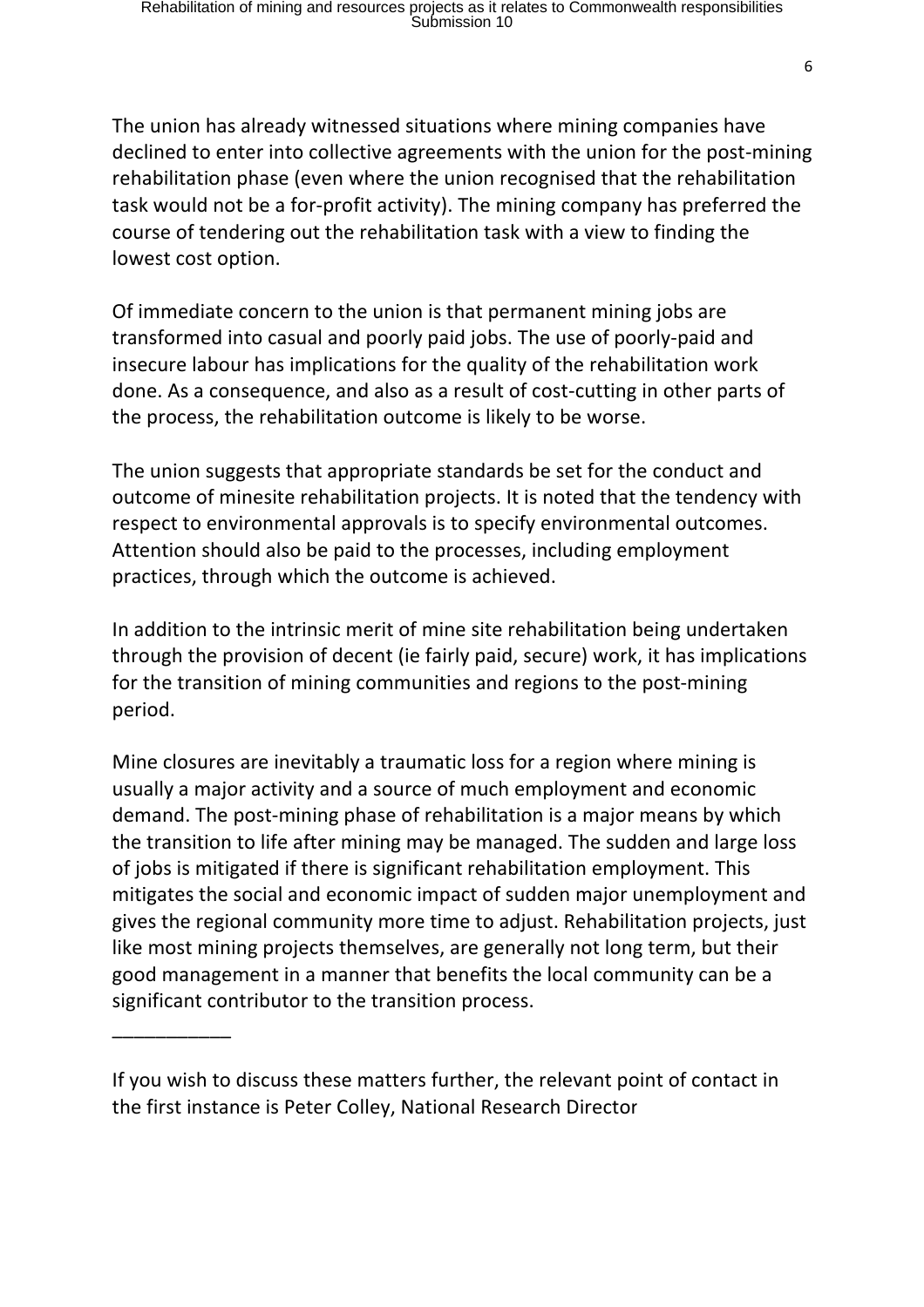The union has already witnessed situations where mining companies have declined to enter into collective agreements with the union for the post-mining rehabilitation phase (even where the union recognised that the rehabilitation task would not be a for-profit activity). The mining company has preferred the course of tendering out the rehabilitation task with a view to finding the lowest cost option.

Of immediate concern to the union is that permanent mining jobs are transformed into casual and poorly paid jobs. The use of poorly-paid and insecure labour has implications for the quality of the rehabilitation work done. As a consequence, and also as a result of cost-cutting in other parts of the process, the rehabilitation outcome is likely to be worse.

The union suggests that appropriate standards be set for the conduct and outcome of minesite rehabilitation projects. It is noted that the tendency with respect to environmental approvals is to specify environmental outcomes. Attention should also be paid to the processes, including employment practices, through which the outcome is achieved.

In addition to the intrinsic merit of mine site rehabilitation being undertaken through the provision of decent (ie fairly paid, secure) work, it has implications for the transition of mining communities and regions to the post-mining period.

Mine closures are inevitably a traumatic loss for a region where mining is usually a major activity and a source of much employment and economic demand. The post-mining phase of rehabilitation is a major means by which the transition to life after mining may be managed. The sudden and large loss of jobs is mitigated if there is significant rehabilitation employment. This mitigates the social and economic impact of sudden major unemployment and gives the regional community more time to adjust. Rehabilitation projects, just like most mining projects themselves, are generally not long term, but their good management in a manner that benefits the local community can be a significant contributor to the transition process.

___________

If you wish to discuss these matters further, the relevant point of contact in the first instance is Peter Colley, National Research Director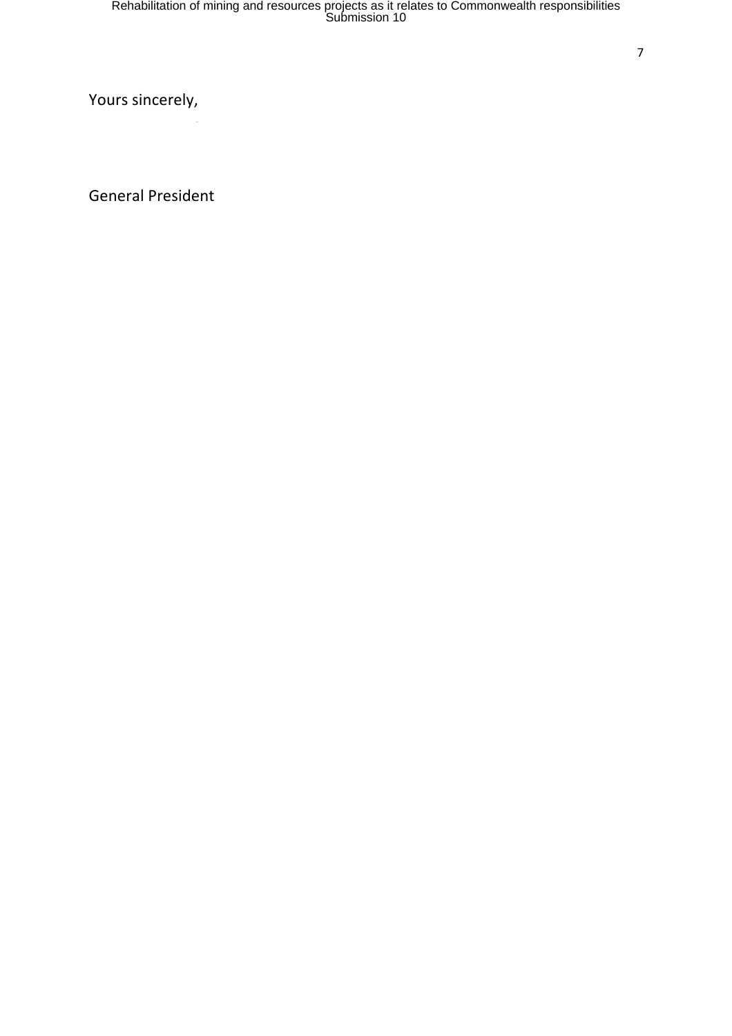Yours sincerely,

General President